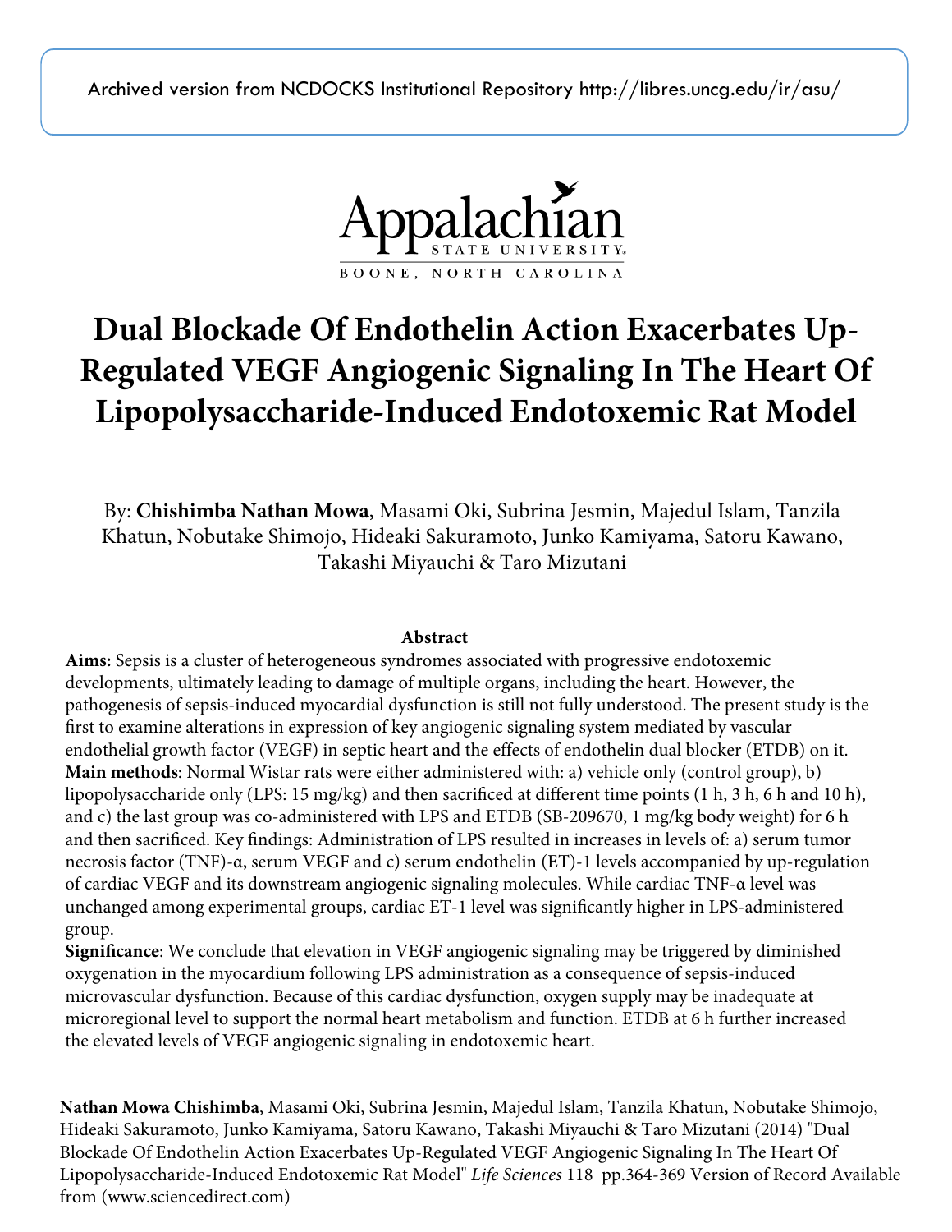Archived version from NCDOCKS Institutional Repository http://libres.uncg.edu/ir/asu/

Appalachian State University
BOONE, NORTH CAROLINA

# Dual Blockade Of Endothelin Action Exacerbates Up-Regulated VEGF Angiogenic Signaling In The Heart Of Lipopolysaccharide-Induced Endotoxemic Rat Model

By: **Chishimba Nathan Mowa**, Masami Oki, Subrina Jesmin, Majedul Islam, Tanzila Khatun, Nobutake Shimojo, Hideaki Sakuramoto, Junko Kamiyama, Satoru Kawano, Takashi Miyauchi & Taro Mizutani

## Abstract

**Aims:** Sepsis is a cluster of heterogeneous syndromes associated with progressive endotoxemic developments, ultimately leading to damage of multiple organs, including the heart. However, the pathogenesis of sepsis-induced myocardial dysfunction is still not fully understood. The present study is the first to examine alterations in expression of key angiogenic signaling system mediated by vascular endothelial growth factor (VEGF) in septic heart and the effects of endothelin dual blocker (ETDB) on it.
**Main methods**: Normal Wistar rats were either administered with: a) vehicle only (control group), b) lipopolysaccharide only (LPS: 15 mg/kg) and then sacrificed at different time points (1 h, 3 h, 6 h and 10 h), and c) the last group was co-administered with LPS and ETDB (SB-209670, 1 mg/kg body weight) for 6 h and then sacrificed. Key findings: Administration of LPS resulted in increases in levels of: a) serum tumor necrosis factor (TNF)-α, serum VEGF and c) serum endothelin (ET)-1 levels accompanied by up-regulation of cardiac VEGF and its downstream angiogenic signaling molecules. While cardiac TNF-α level was unchanged among experimental groups, cardiac ET-1 level was significantly higher in LPS-administered group.
**Significance**: We conclude that elevation in VEGF angiogenic signaling may be triggered by diminished oxygenation in the myocardium following LPS administration as a consequence of sepsis-induced microvascular dysfunction. Because of this cardiac dysfunction, oxygen supply may be inadequate at microregional level to support the normal heart metabolism and function. ETDB at 6 h further increased the elevated levels of VEGF angiogenic signaling in endotoxemic heart.

**Nathan Mowa Chishimba**, Masami Oki, Subrina Jesmin, Majedul Islam, Tanzila Khatun, Nobutake Shimojo, Hideaki Sakuramoto, Junko Kamiyama, Satoru Kawano, Takashi Miyauchi & Taro Mizutani (2014) "Dual Blockade Of Endothelin Action Exacerbates Up-Regulated VEGF Angiogenic Signaling In The Heart Of Lipopolysaccharide-Induced Endotoxemic Rat Model" *Life Sciences* 118 pp.364-369 Version of Record Available from (www.sciencedirect.com)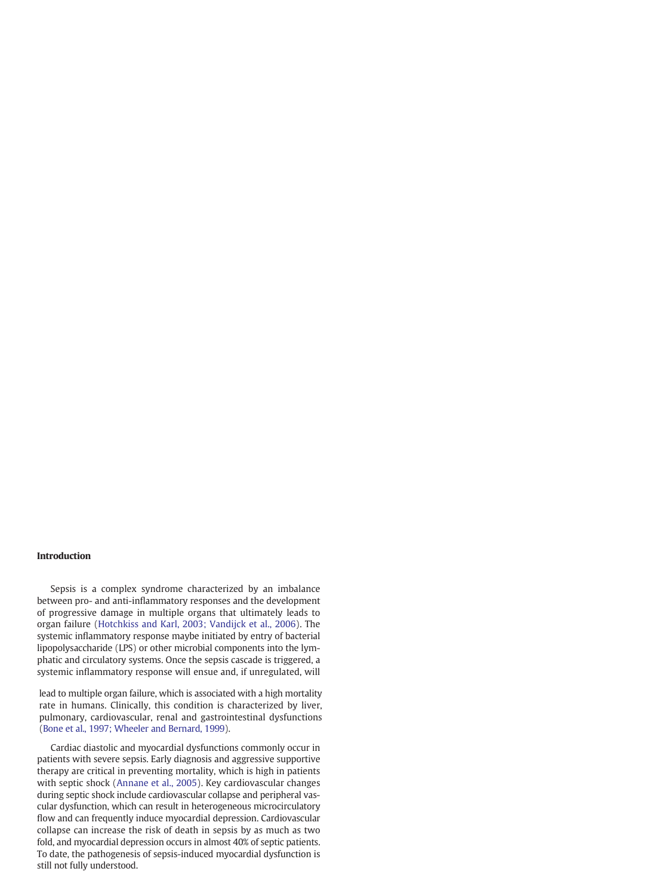## Introduction

Sepsis is a complex syndrome characterized by an imbalance between pro- and anti-inflammatory responses and the development of progressive damage in multiple organs that ultimately leads to organ failure (Hotchkiss and Karl, 2003; Vandijck et al., 2006). The systemic inflammatory response maybe initiated by entry of bacterial lipopolysaccharide (LPS) or other microbial components into the lymphatic and circulatory systems. Once the sepsis cascade is triggered, a systemic inflammatory response will ensue and, if unregulated, will lead to multiple organ failure, which is associated with a high mortality rate in humans. Clinically, this condition is characterized by liver, pulmonary, cardiovascular, renal and gastrointestinal dysfunctions (Bone et al., 1997; Wheeler and Bernard, 1999).

Cardiac diastolic and myocardial dysfunctions commonly occur in patients with severe sepsis. Early diagnosis and aggressive supportive therapy are critical in preventing mortality, which is high in patients with septic shock (Annane et al., 2005). Key cardiovascular changes during septic shock include cardiovascular collapse and peripheral vascular dysfunction, which can result in heterogeneous microcirculatory flow and can frequently induce myocardial depression. Cardiovascular collapse can increase the risk of death in sepsis by as much as two fold, and myocardial depression occurs in almost 40% of septic patients. To date, the pathogenesis of sepsis-induced myocardial dysfunction is still not fully understood.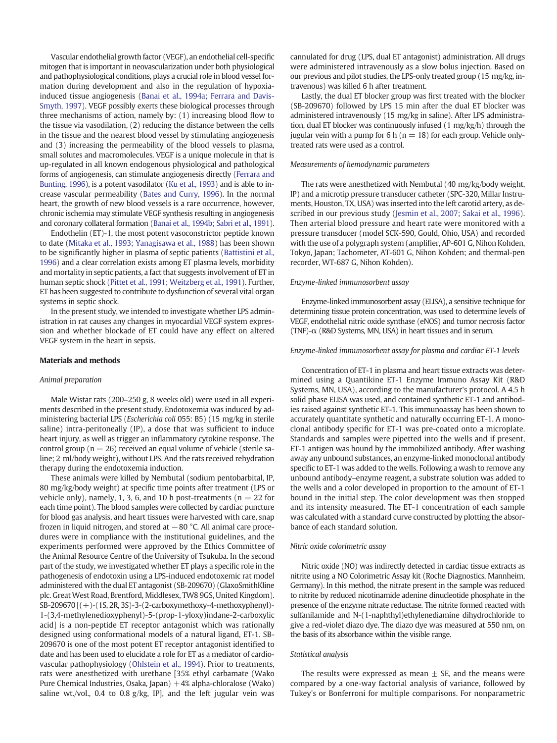Vascular endothelial growth factor (VEGF), an endothelial cell-specific mitogen that is important in neovascularization under both physiological and pathophysiological conditions, plays a crucial role in blood vessel formation during development and also in the regulation of hypoxia-induced tissue angiogenesis (Banai et al., 1994a; Ferrara and Davis-Smyth, 1997). VEGF possibly exerts these biological processes through three mechanisms of action, namely by: (1) increasing blood flow to the tissue via vasodilation, (2) reducing the distance between the cells in the tissue and the nearest blood vessel by stimulating angiogenesis and (3) increasing the permeability of the blood vessels to plasma, small solutes and macromolecules. VEGF is a unique molecule in that is up-regulated in all known endogenous physiological and pathological forms of angiogenesis, can stimulate angiogenesis directly (Ferrara and Bunting, 1996), is a potent vasodilator (Ku et al., 1993) and is able to increase vascular permeability (Bates and Curry, 1996). In the normal heart, the growth of new blood vessels is a rare occurrence, however, chronic ischemia may stimulate VEGF synthesis resulting in angiogenesis and coronary collateral formation (Banai et al., 1994b; Sabri et al., 1991).

Endothelin (ET)-1, the most potent vasoconstrictor peptide known to date (Mitaka et al., 1993; Yanagisawa et al., 1988) has been shown to be significantly higher in plasma of septic patients (Battistini et al., 1996) and a clear correlation exists among ET plasma levels, morbidity and mortality in septic patients, a fact that suggests involvement of ET in human septic shock (Pittet et al., 1991; Weitzberg et al., 1991). Further, ET has been suggested to contribute to dysfunction of several vital organ systems in septic shock.

In the present study, we intended to investigate whether LPS administration in rat causes any changes in myocardial VEGF system expression and whether blockade of ET could have any effect on altered VEGF system in the heart in sepsis.

## Materials and methods

### *Animal preparation*

Male Wistar rats (200–250 g, 8 weeks old) were used in all experiments described in the present study. Endotoxemia was induced by administering bacterial LPS (*Escherichia coli* 055: B5) (15 mg/kg in sterile saline) intra-peritoneally (IP), a dose that was sufficient to induce heart injury, as well as trigger an inflammatory cytokine response. The control group ($n = 26$) received an equal volume of vehicle (sterile saline; 2 ml/body weight), without LPS. And the rats received rehydration therapy during the endotoxemia induction.

These animals were killed by Nembutal (sodium pentobarbital, IP, 80 mg/kg/body weight) at specific time points after treatment (LPS or vehicle only), namely, 1, 3, 6, and 10 h post-treatments ($n = 22$ for each time point). The blood samples were collected by cardiac puncture for blood gas analysis, and heart tissues were harvested with care, snap frozen in liquid nitrogen, and stored at −80 °C. All animal care procedures were in compliance with the institutional guidelines, and the experiments performed were approved by the Ethics Committee of the Animal Resource Centre of the University of Tsukuba. In the second part of the study, we investigated whether ET plays a specific role in the pathogenesis of endotoxin using a LPS-induced endotoxemic rat model administered with the dual ET antagonist (SB-209670) (GlaxoSmithKline plc. Great West Road, Brentford, Middlesex, TW8 9GS, United Kingdom). SB-209670 [(+)-(1S, 2R, 3S)-3-(2-carboxymethoxy-4-methoxyphenyl)-1-(3,4-methylenedioxyphenyl)-5-(prop-1-yloxy)indane-2-carboxylic acid] is a non-peptide ET receptor antagonist which was rationally designed using conformational models of a natural ligand, ET-1. SB-209670 is one of the most potent ET receptor antagonist identified to date and has been used to elucidate a role for ET as a mediator of cardiovascular pathophysiology (Ohlstein et al., 1994). Prior to treatments, rats were anesthetized with urethane [35% ethyl carbamate (Wako Pure Chemical Industries, Osaka, Japan) +4% alpha-chloralose (Wako) saline wt./vol., 0.4 to 0.8 g/kg, IP], and the left jugular vein was cannulated for drug (LPS, dual ET antagonist) administration. All drugs were administered intravenously as a slow bolus injection. Based on our previous and pilot studies, the LPS-only treated group (15 mg/kg, intravenous) was killed 6 h after treatment.

Lastly, the dual ET blocker group was first treated with the blocker (SB-209670) followed by LPS 15 min after the dual ET blocker was administered intravenously (15 mg/kg in saline). After LPS administration, dual ET blocker was continuously infused (1 mg/kg/h) through the jugular vein with a pump for 6 h ($n = 18$) for each group. Vehicle only-treated rats were used as a control.

### *Measurements of hemodynamic parameters*

The rats were anesthetized with Nembutal (40 mg/kg/body weight, IP) and a microtip pressure transducer catheter (SPC-320, Millar Instruments, Houston, TX, USA) was inserted into the left carotid artery, as described in our previous study (Jesmin et al., 2007; Sakai et al., 1996). Then arterial blood pressure and heart rate were monitored with a pressure transducer (model SCK-590, Gould, Ohio, USA) and recorded with the use of a polygraph system (amplifier, AP-601 G, Nihon Kohden, Tokyo, Japan; Tachometer, AT-601 G, Nihon Kohden; and thermal-pen recorder, WT-687 G, Nihon Kohden).

### *Enzyme-linked immunosorbent assay*

Enzyme-linked immunosorbent assay (ELISA), a sensitive technique for determining tissue protein concentration, was used to determine levels of VEGF, endothelial nitric oxide synthase (eNOS) and tumor necrosis factor (TNF)-α (R&D Systems, MN, USA) in heart tissues and in serum.

### *Enzyme-linked immunosorbent assay for plasma and cardiac ET-1 levels*

Concentration of ET-1 in plasma and heart tissue extracts was determined using a Quantikine ET-1 Enzyme Immuno Assay Kit (R&D Systems, MN, USA), according to the manufacturer's protocol. A 4.5 h solid phase ELISA was used, and contained synthetic ET-1 and antibodies raised against synthetic ET-1. This immunoassay has been shown to accurately quantitate synthetic and naturally occurring ET-1. A monoclonal antibody specific for ET-1 was pre-coated onto a microplate. Standards and samples were pipetted into the wells and if present, ET-1 antigen was bound by the immobilized antibody. After washing away any unbound substances, an enzyme-linked monoclonal antibody specific to ET-1 was added to the wells. Following a wash to remove any unbound antibody–enzyme reagent, a substrate solution was added to the wells and a color developed in proportion to the amount of ET-1 bound in the initial step. The color development was then stopped and its intensity measured. The ET-1 concentration of each sample was calculated with a standard curve constructed by plotting the absorbance of each standard solution.

### *Nitric oxide colorimetric assay*

Nitric oxide (NO) was indirectly detected in cardiac tissue extracts as nitrite using a NO Colorimetric Assay kit (Roche Diagnostics, Mannheim, Germany). In this method, the nitrate present in the sample was reduced to nitrite by reduced nicotinamide adenine dinucleotide phosphate in the presence of the enzyme nitrate reductase. The nitrite formed reacted with sulfanilamide and N-(1-naphthyl)ethylenediamine dihydrochloride to give a red-violet diazo dye. The diazo dye was measured at 550 nm, on the basis of its absorbance within the visible range.

### *Statistical analysis*

The results were expressed as mean ± SE, and the means were compared by a one-way factorial analysis of variance, followed by Tukey's or Bonferroni for multiple comparisons. For nonparametric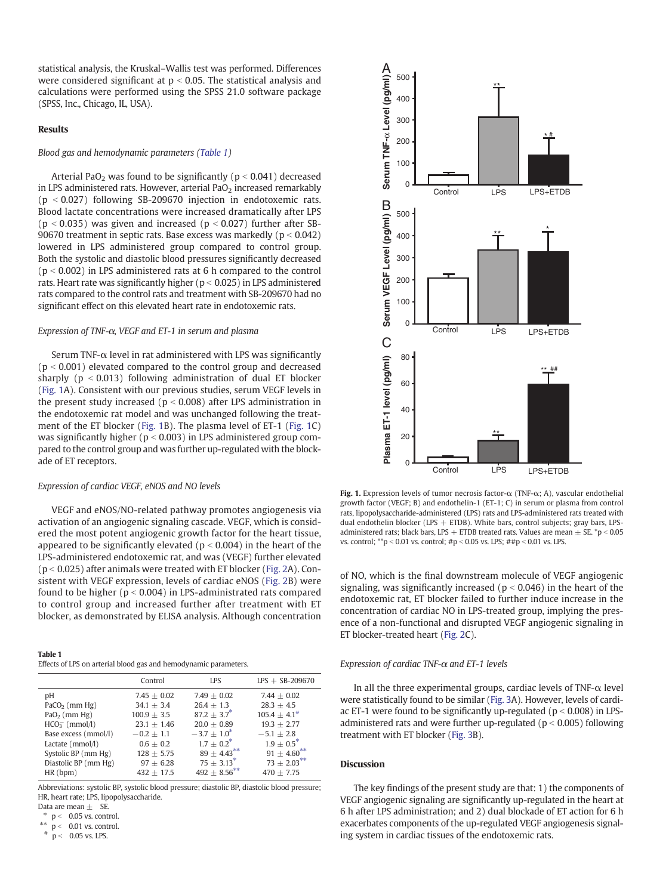statistical analysis, the Kruskal–Wallis test was performed. Differences were considered significant at $p < 0.05$. The statistical analysis and calculations were performed using the SPSS 21.0 software package (SPSS, Inc., Chicago, IL, USA).

## Results

### *Blood gas and hemodynamic parameters (Table 1)*

Arterial $PaO_2$ was found to be significantly ($p < 0.041$) decreased in LPS administered rats. However, arterial $PaO_2$ increased remarkably ($p < 0.027$) following SB-209670 injection in endotoxemic rats. Blood lactate concentrations were increased dramatically after LPS ($p < 0.035$) was given and increased ($p < 0.027$) further after SB-90670 treatment in septic rats. Base excess was markedly ($p < 0.042$) lowered in LPS administered group compared to control group. Both the systolic and diastolic blood pressures significantly decreased ($p < 0.002$) in LPS administered rats at 6 h compared to the control rats. Heart rate was significantly higher ($p < 0.025$) in LPS administered rats compared to the control rats and treatment with SB-209670 had no significant effect on this elevated heart rate in endotoxemic rats.

### *Expression of TNF-α, VEGF and ET-1 in serum and plasma*

Serum TNF-α level in rat administered with LPS was significantly ($p < 0.001$) elevated compared to the control group and decreased sharply ($p < 0.013$) following administration of dual ET blocker (Fig. 1A). Consistent with our previous studies, serum VEGF levels in the present study increased ($p < 0.008$) after LPS administration in the endotoxemic rat model and was unchanged following the treatment of the ET blocker (Fig. 1B). The plasma level of ET-1 (Fig. 1C) was significantly higher ($p < 0.003$) in LPS administered group compared to the control group and was further up-regulated with the blockade of ET receptors.

**Fig. 1.** Expression levels of tumor necrosis factor-α (TNF-α; A), vascular endothelial growth factor (VEGF; B) and endothelin-1 (ET-1; C) in serum or plasma from control rats, lipopolysaccharide-administered (LPS) rats and LPS-administered rats treated with dual endothelin blocker (LPS + ETDB). White bars, control subjects; gray bars, LPS-administered rats; black bars, LPS + ETDB treated rats. Values are mean ± SE. *p < 0.05 vs. control; **p < 0.01 vs. control; #p < 0.05 vs. LPS; ##p < 0.01 vs. LPS.

### *Expression of cardiac VEGF, eNOS and NO levels*

VEGF and eNOS/NO-related pathway promotes angiogenesis via activation of an angiogenic signaling cascade. VEGF, which is considered the most potent angiogenic growth factor for the heart tissue, appeared to be significantly elevated ($p < 0.004$) in the heart of the LPS-administered endotoxemic rat, and was (VEGF) further elevated ($p < 0.025$) after animals were treated with ET blocker (Fig. 2A). Consistent with VEGF expression, levels of cardiac eNOS (Fig. 2B) were found to be higher ($p < 0.004$) in LPS-administrated rats compared to control group and increased further after treatment with ET blocker, as demonstrated by ELISA analysis. Although concentration of NO, which is the final downstream molecule of VEGF angiogenic signaling, was significantly increased ($p < 0.046$) in the heart of the endotoxemic rat, ET blocker failed to further induce increase in the concentration of cardiac NO in LPS-treated group, implying the presence of a non-functional and disrupted VEGF angiogenic signaling in ET blocker-treated heart (Fig. 2C).

**Table 1**
Effects of LPS on arterial blood gas and hemodynamic parameters.

| | Control | LPS | LPS + SB-209670 |
|---|---|---|---|
| pH | 7.45 ± 0.02 | 7.49 ± 0.02 | 7.44 ± 0.02 |
| $PaCO_2$ (mm Hg) | 34.1 ± 3.4 | 26.4 ± 1.3 | 28.3 ± 4.5 |
| $PaO_2$ (mm Hg) | 100.9 ± 3.5 | 87.2 ± 3.7* | 105.4 ± 4.1# |
| $HCO_3^-$ (mmol/l) | 23.1 ± 1.46 | 20.0 ± 0.89 | 19.3 ± 2.77 |
| Base excess (mmol/l) | −0.2 ± 1.1 | −3.7 ± 1.0* | −5.1 ± 2.8 |
| Lactate (mmol/l) | 0.6 ± 0.2 | 1.7 ± 0.2* | 1.9 ± 0.5* |
| Systolic BP (mm Hg) | 128 ± 5.75 | 89 ± 4.43** | 91 ± 4.60** |
| Diastolic BP (mm Hg) | 97 ± 6.28 | 75 ± 3.13* | 73 ± 2.03** |
| HR (bpm) | 432 ± 17.5 | 492 ± 8.56** | 470 ± 7.75 |

Abbreviations: systolic BP, systolic blood pressure; diastolic BP, diastolic blood pressure; HR, heart rate; LPS, lipopolysaccharide.
Data are mean ± SE.
* p < 0.05 vs. control.
** p < 0.01 vs. control.
# p < 0.05 vs. LPS.

### *Expression of cardiac TNF-α and ET-1 levels*

In all the three experimental groups, cardiac levels of TNF-α level were statistically found to be similar (Fig. 3A). However, levels of cardiac ET-1 were found to be significantly up-regulated ($p < 0.008$) in LPS-administered rats and were further up-regulated ($p < 0.005$) following treatment with ET blocker (Fig. 3B).

## Discussion

The key findings of the present study are that: 1) the components of VEGF angiogenic signaling are significantly up-regulated in the heart at 6 h after LPS administration; and 2) dual blockade of ET action for 6 h exacerbates components of the up-regulated VEGF angiogenesis signaling system in cardiac tissues of the endotoxemic rats.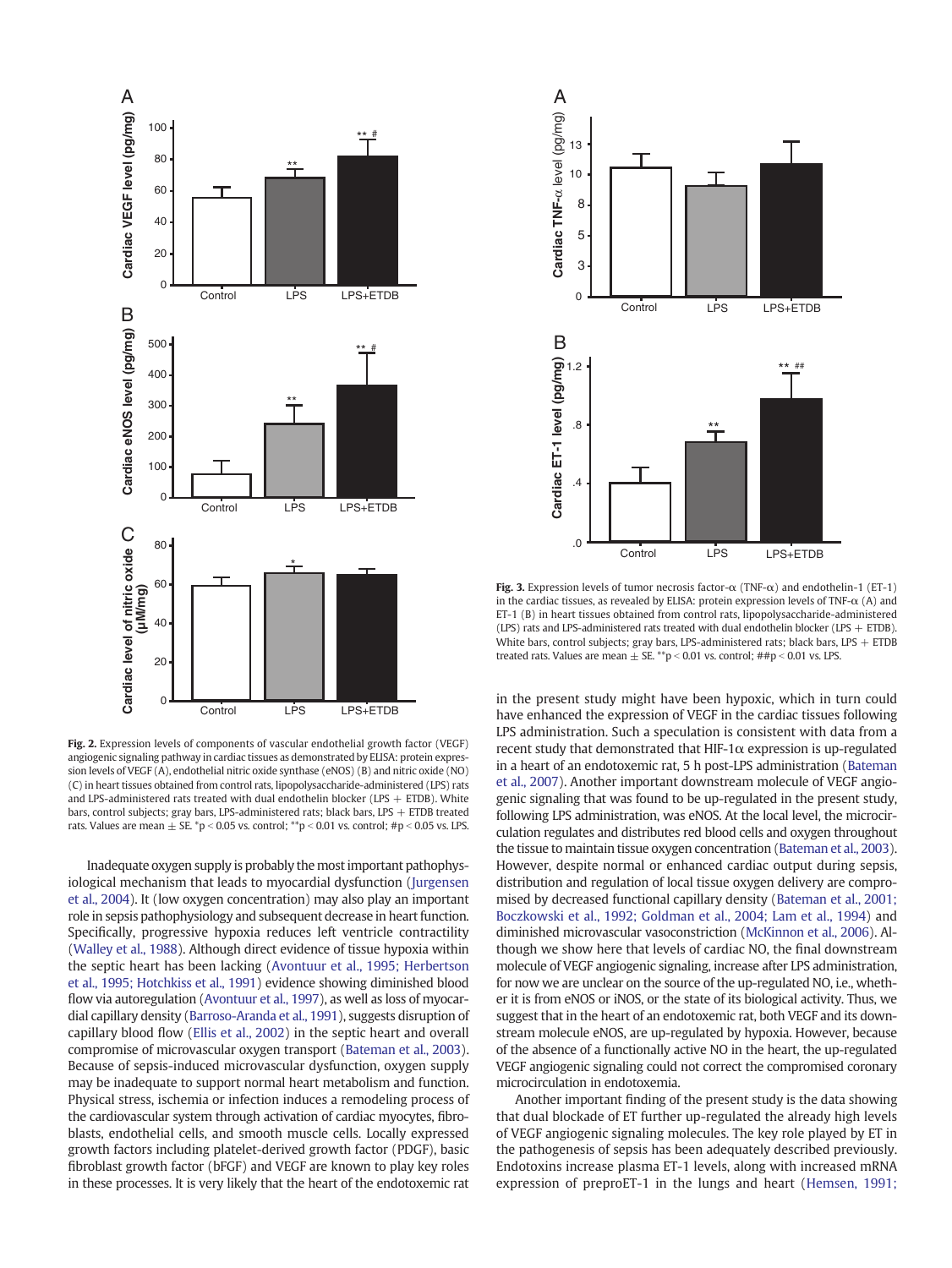**Fig. 2.** Expression levels of components of vascular endothelial growth factor (VEGF) angiogenic signaling pathway in cardiac tissues as demonstrated by ELISA: protein expression levels of VEGF (A), endothelial nitric oxide synthase (eNOS) (B) and nitric oxide (NO) (C) in heart tissues obtained from control rats, lipopolysaccharide-administered (LPS) rats and LPS-administered rats treated with dual endothelin blocker (LPS + ETDB). White bars, control subjects; gray bars, LPS-administered rats; black bars, LPS + ETDB treated rats. Values are mean ± SE. *p < 0.05 vs. control; **p < 0.01 vs. control; #p < 0.05 vs. LPS.

**Fig. 3.** Expression levels of tumor necrosis factor-α (TNF-α) and endothelin-1 (ET-1) in the cardiac tissues, as revealed by ELISA: protein expression levels of TNF-α (A) and ET-1 (B) in heart tissues obtained from control rats, lipopolysaccharide-administered (LPS) rats and LPS-administered rats treated with dual endothelin blocker (LPS + ETDB). White bars, control subjects; gray bars, LPS-administered rats; black bars, LPS + ETDB treated rats. Values are mean ± SE. **p < 0.01 vs. control; ##p < 0.01 vs. LPS.

Inadequate oxygen supply is probably the most important pathophysiological mechanism that leads to myocardial dysfunction (Jurgensen et al., 2004). It (low oxygen concentration) may also play an important role in sepsis pathophysiology and subsequent decrease in heart function. Specifically, progressive hypoxia reduces left ventricle contractility (Walley et al., 1988). Although direct evidence of tissue hypoxia within the septic heart has been lacking (Avontuur et al., 1995; Herbertson et al., 1995; Hotchkiss et al., 1991) evidence showing diminished blood flow via autoregulation (Avontuur et al., 1997), as well as loss of myocardial capillary density (Barroso-Aranda et al., 1991), suggests disruption of capillary blood flow (Ellis et al., 2002) in the septic heart and overall compromise of microvascular oxygen transport (Bateman et al., 2003). Because of sepsis-induced microvascular dysfunction, oxygen supply may be inadequate to support normal heart metabolism and function. Physical stress, ischemia or infection induces a remodeling process of the cardiovascular system through activation of cardiac myocytes, fibroblasts, endothelial cells, and smooth muscle cells. Locally expressed growth factors including platelet-derived growth factor (PDGF), basic fibroblast growth factor (bFGF) and VEGF are known to play key roles in these processes. It is very likely that the heart of the endotoxemic rat in the present study might have been hypoxic, which in turn could have enhanced the expression of VEGF in the cardiac tissues following LPS administration. Such a speculation is consistent with data from a recent study that demonstrated that HIF-1α expression is up-regulated in a heart of an endotoxemic rat, 5 h post-LPS administration (Bateman et al., 2007). Another important downstream molecule of VEGF angiogenic signaling that was found to be up-regulated in the present study, following LPS administration, was eNOS. At the local level, the microcirculation regulates and distributes red blood cells and oxygen throughout the tissue to maintain tissue oxygen concentration (Bateman et al., 2003). However, despite normal or enhanced cardiac output during sepsis, distribution and regulation of local tissue oxygen delivery are compromised by decreased functional capillary density (Bateman et al., 2001; Boczkowski et al., 1992; Goldman et al., 2004; Lam et al., 1994) and diminished microvascular vasoconstriction (McKinnon et al., 2006). Although we show here that levels of cardiac NO, the final downstream molecule of VEGF angiogenic signaling, increase after LPS administration, for now we are unclear on the source of the up-regulated NO, i.e., whether it is from eNOS or iNOS, or the state of its biological activity. Thus, we suggest that in the heart of an endotoxemic rat, both VEGF and its downstream molecule eNOS, are up-regulated by hypoxia. However, because of the absence of a functionally active NO in the heart, the up-regulated VEGF angiogenic signaling could not correct the compromised coronary microcirculation in endotoxemia.

Another important finding of the present study is the data showing that dual blockade of ET further up-regulated the already high levels of VEGF angiogenic signaling molecules. The key role played by ET in the pathogenesis of sepsis has been adequately described previously. Endotoxins increase plasma ET-1 levels, along with increased mRNA expression of preproET-1 in the lungs and heart (Hemsen, 1991;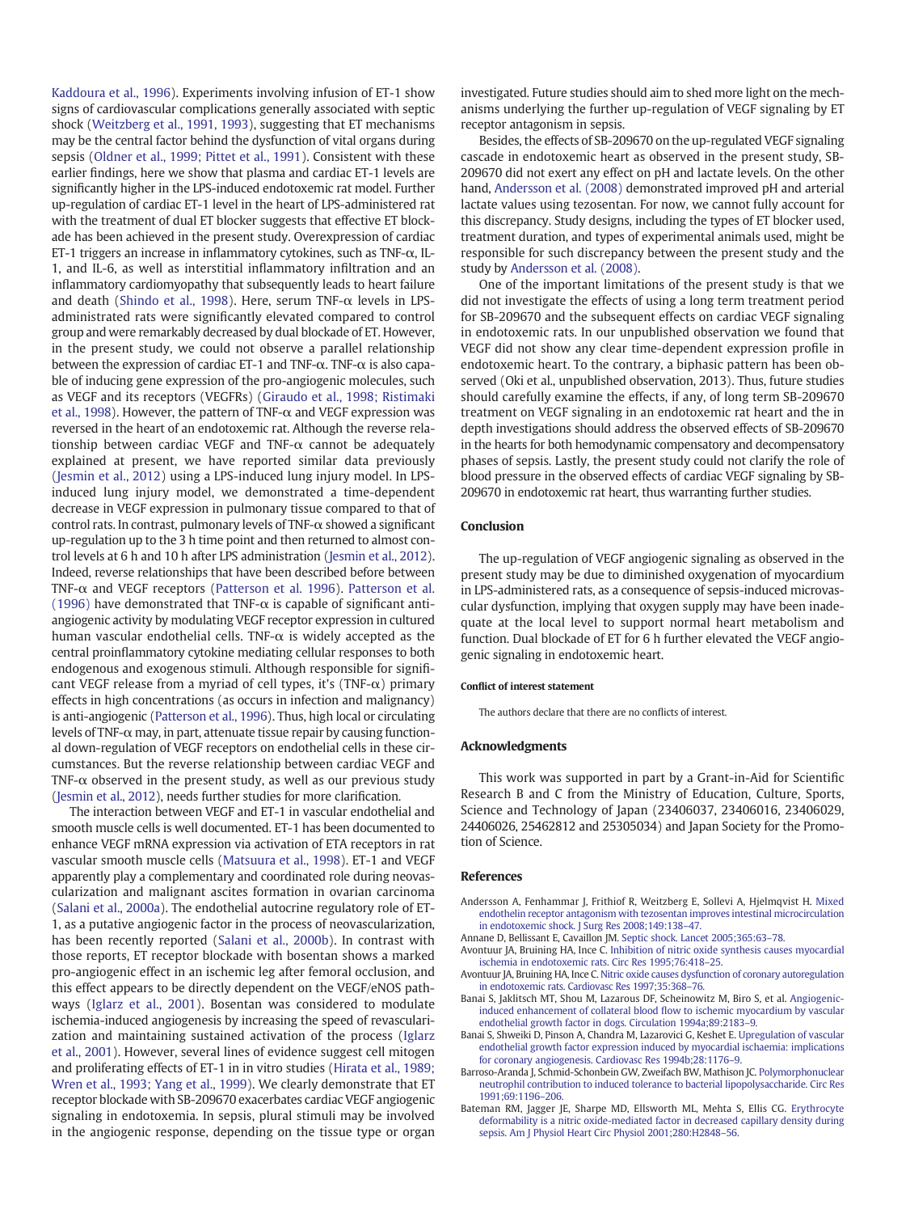Kaddoura et al., 1996). Experiments involving infusion of ET-1 show signs of cardiovascular complications generally associated with septic shock (Weitzberg et al., 1991, 1993), suggesting that ET mechanisms may be the central factor behind the dysfunction of vital organs during sepsis (Oldner et al., 1999; Pittet et al., 1991). Consistent with these earlier findings, here we show that plasma and cardiac ET-1 levels are significantly higher in the LPS-induced endotoxemic rat model. Further up-regulation of cardiac ET-1 level in the heart of LPS-administered rat with the treatment of dual ET blocker suggests that effective ET blockade has been achieved in the present study. Overexpression of cardiac ET-1 triggers an increase in inflammatory cytokines, such as TNF-α, IL-1, and IL-6, as well as interstitial inflammatory infiltration and an inflammatory cardiomyopathy that subsequently leads to heart failure and death (Shindo et al., 1998). Here, serum TNF-α levels in LPS-administrated rats were significantly elevated compared to control group and were remarkably decreased by dual blockade of ET. However, in the present study, we could not observe a parallel relationship between the expression of cardiac ET-1 and TNF-α. TNF-α is also capable of inducing gene expression of the pro-angiogenic molecules, such as VEGF and its receptors (VEGFRs) (Giraudo et al., 1998; Ristimaki et al., 1998). However, the pattern of TNF-α and VEGF expression was reversed in the heart of an endotoxemic rat. Although the reverse relationship between cardiac VEGF and TNF-α cannot be adequately explained at present, we have reported similar data previously (Jesmin et al., 2012) using a LPS-induced lung injury model. In LPS-induced lung injury model, we demonstrated a time-dependent decrease in VEGF expression in pulmonary tissue compared to that of control rats. In contrast, pulmonary levels of TNF-α showed a significant up-regulation up to the 3 h time point and then returned to almost control levels at 6 h and 10 h after LPS administration (Jesmin et al., 2012). Indeed, reverse relationships that have been described before between TNF-α and VEGF receptors (Patterson et al. 1996). Patterson et al. (1996) have demonstrated that TNF-α is capable of significant anti-angiogenic activity by modulating VEGF receptor expression in cultured human vascular endothelial cells. TNF-α is widely accepted as the central proinflammatory cytokine mediating cellular responses to both endogenous and exogenous stimuli. Although responsible for significant VEGF release from a myriad of cell types, it's (TNF-α) primary effects in high concentrations (as occurs in infection and malignancy) is anti-angiogenic (Patterson et al., 1996). Thus, high local or circulating levels of TNF-α may, in part, attenuate tissue repair by causing functional down-regulation of VEGF receptors on endothelial cells in these circumstances. But the reverse relationship between cardiac VEGF and TNF-α observed in the present study, as well as our previous study (Jesmin et al., 2012), needs further studies for more clarification.

The interaction between VEGF and ET-1 in vascular endothelial and smooth muscle cells is well documented. ET-1 has been documented to enhance VEGF mRNA expression via activation of ETA receptors in rat vascular smooth muscle cells (Matsuura et al., 1998). ET-1 and VEGF apparently play a complementary and coordinated role during neovascularization and malignant ascites formation in ovarian carcinoma (Salani et al., 2000a). The endothelial autocrine regulatory role of ET-1, as a putative angiogenic factor in the process of neovascularization, has been recently reported (Salani et al., 2000b). In contrast with those reports, ET receptor blockade with bosentan shows a marked pro-angiogenic effect in an ischemic leg after femoral occlusion, and this effect appears to be directly dependent on the VEGF/eNOS pathways (Iglarz et al., 2001). Bosentan was considered to modulate ischemia-induced angiogenesis by increasing the speed of revascularization and maintaining sustained activation of the process (Iglarz et al., 2001). However, several lines of evidence suggest cell mitogen and proliferating effects of ET-1 in in vitro studies (Hirata et al., 1989; Wren et al., 1993; Yang et al., 1999). We clearly demonstrate that ET receptor blockade with SB-209670 exacerbates cardiac VEGF angiogenic signaling in endotoxemia. In sepsis, plural stimuli may be involved in the angiogenic response, depending on the tissue type or organ investigated. Future studies should aim to shed more light on the mechanisms underlying the further up-regulation of VEGF signaling by ET receptor antagonism in sepsis.

Besides, the effects of SB-209670 on the up-regulated VEGF signaling cascade in endotoxemic heart as observed in the present study, SB-209670 did not exert any effect on pH and lactate levels. On the other hand, Andersson et al. (2008) demonstrated improved pH and arterial lactate values using tezosentan. For now, we cannot fully account for this discrepancy. Study designs, including the types of ET blocker used, treatment duration, and types of experimental animals used, might be responsible for such discrepancy between the present study and the study by Andersson et al. (2008).

One of the important limitations of the present study is that we did not investigate the effects of using a long term treatment period for SB-209670 and the subsequent effects on cardiac VEGF signaling in endotoxemic rats. In our unpublished observation we found that VEGF did not show any clear time-dependent expression profile in endotoxemic heart. To the contrary, a biphasic pattern has been observed (Oki et al., unpublished observation, 2013). Thus, future studies should carefully examine the effects, if any, of long term SB-209670 treatment on VEGF signaling in an endotoxemic rat heart and the in depth investigations should address the observed effects of SB-209670 in the hearts for both hemodynamic compensatory and decompensatory phases of sepsis. Lastly, the present study could not clarify the role of blood pressure in the observed effects of cardiac VEGF signaling by SB-209670 in endotoxemic rat heart, thus warranting further studies.

## Conclusion

The up-regulation of VEGF angiogenic signaling as observed in the present study may be due to diminished oxygenation of myocardium in LPS-administered rats, as a consequence of sepsis-induced microvascular dysfunction, implying that oxygen supply may have been inadequate at the local level to support normal heart metabolism and function. Dual blockade of ET for 6 h further elevated the VEGF angiogenic signaling in endotoxemic heart.

#### Conflict of interest statement

The authors declare that there are no conflicts of interest.

## Acknowledgments

This work was supported in part by a Grant-in-Aid for Scientific Research B and C from the Ministry of Education, Culture, Sports, Science and Technology of Japan (23406037, 23406016, 23406029, 24406026, 25462812 and 25305034) and Japan Society for the Promotion of Science.

## References

Andersson A, Fenhammar J, Frithiof R, Weitzberg E, Sollevi A, Hjelmqvist H. Mixed endothelin receptor antagonism with tezosentan improves intestinal microcirculation in endotoxemic shock. J Surg Res 2008;149:138–47.

Annane D, Bellissant E, Cavaillon JM. Septic shock. Lancet 2005;365:63–78.

Avontuur JA, Bruining HA, Ince C. Inhibition of nitric oxide synthesis causes myocardial ischemia in endotoxemic rats. Circ Res 1995;76:418–25.

Avontuur JA, Bruining HA, Ince C. Nitric oxide causes dysfunction of coronary autoregulation in endotoxemic rats. Cardiovasc Res 1997;35:368–76.

Banai S, Jaklitsch MT, Shou M, Lazarous DF, Scheinowitz M, Biro S, et al. Angiogenic-induced enhancement of collateral blood flow to ischemic myocardium by vascular endothelial growth factor in dogs. Circulation 1994a;89:2183–9.

Banai S, Shweiki D, Pinson A, Chandra M, Lazarovici G, Keshet E. Upregulation of vascular endothelial growth factor expression induced by myocardial ischaemia: implications for coronary angiogenesis. Cardiovasc Res 1994b;28:1176–9.

Barroso-Aranda J, Schmid-Schonbein GW, Zweifach BW, Mathison JC. Polymorphonuclear neutrophil contribution to induced tolerance to bacterial lipopolysaccharide. Circ Res 1991;69:1196–206.

Bateman RM, Jagger JE, Sharpe MD, Ellsworth ML, Mehta S, Ellis CG. Erythrocyte deformability is a nitric oxide-mediated factor in decreased capillary density during sepsis. Am J Physiol Heart Circ Physiol 2001;280:H2848–56.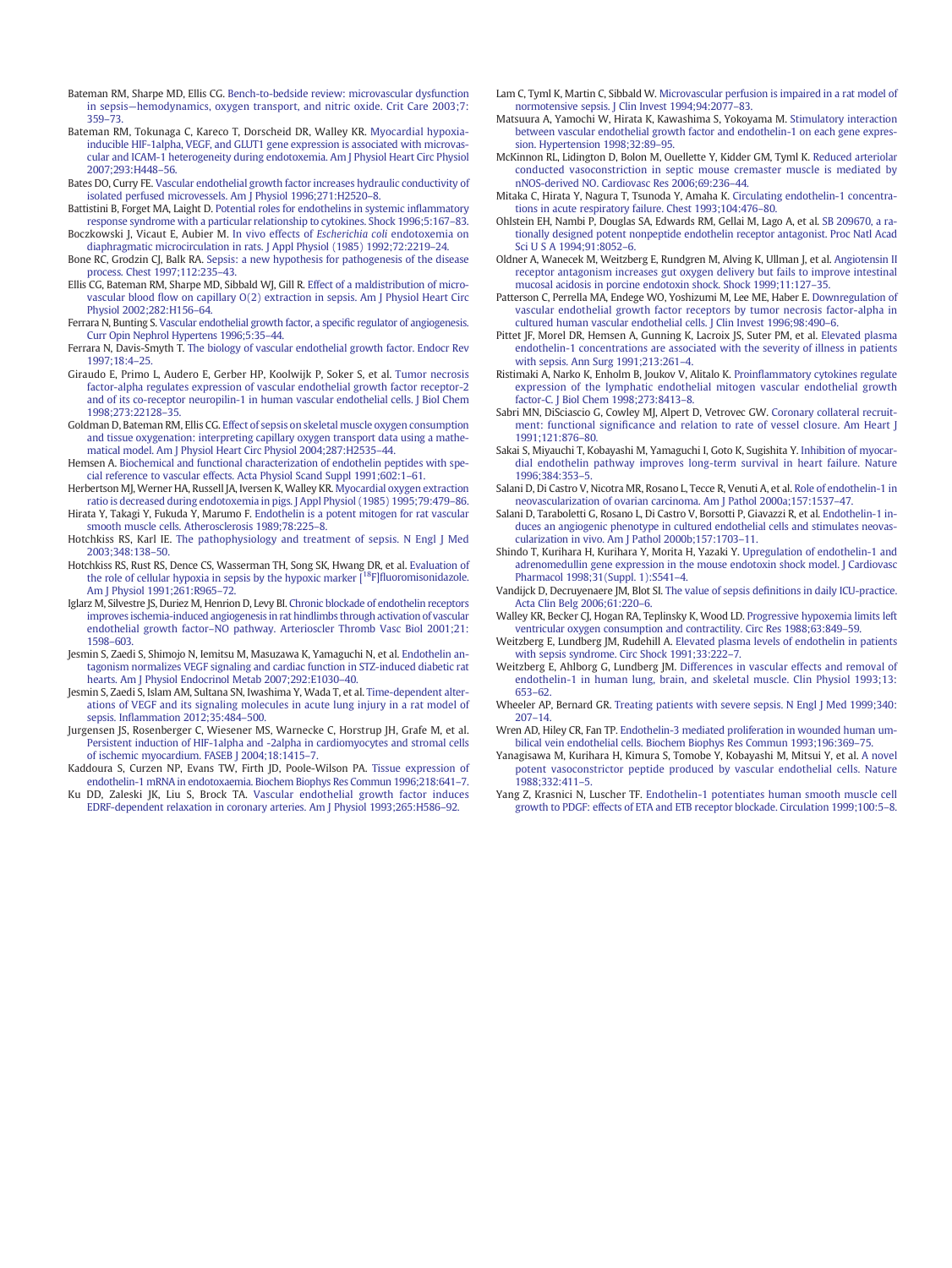Bateman RM, Sharpe MD, Ellis CG. Bench-to-bedside review: microvascular dysfunction in sepsis—hemodynamics, oxygen transport, and nitric oxide. Crit Care 2003;7:359–73.

Bateman RM, Tokunaga C, Kareco T, Dorscheid DR, Walley KR. Myocardial hypoxia-inducible HIF-1alpha, VEGF, and GLUT1 gene expression is associated with microvascular and ICAM-1 heterogeneity during endotoxemia. Am J Physiol Heart Circ Physiol 2007;293:H448–56.

Bates DO, Curry FE. Vascular endothelial growth factor increases hydraulic conductivity of isolated perfused microvessels. Am J Physiol 1996;271:H2520–8.

Battistini B, Forget MA, Laight D. Potential roles for endothelins in systemic inflammatory response syndrome with a particular relationship to cytokines. Shock 1996;5:167–83.

Boczkowski J, Vicaut E, Aubier M. In vivo effects of *Escherichia coli* endotoxemia on diaphragmatic microcirculation in rats. J Appl Physiol (1985) 1992;72:2219–24.

Bone RC, Grodzin CJ, Balk RA. Sepsis: a new hypothesis for pathogenesis of the disease process. Chest 1997;112:235–43.

Ellis CG, Bateman RM, Sharpe MD, Sibbald WJ, Gill R. Effect of a maldistribution of microvascular blood flow on capillary O(2) extraction in sepsis. Am J Physiol Heart Circ Physiol 2002;282:H156–64.

Ferrara N, Bunting S. Vascular endothelial growth factor, a specific regulator of angiogenesis. Curr Opin Nephrol Hypertens 1996;5:35–44.

Ferrara N, Davis-Smyth T. The biology of vascular endothelial growth factor. Endocr Rev 1997;18:4–25.

Giraudo E, Primo L, Audero E, Gerber HP, Koolwijk P, Soker S, et al. Tumor necrosis factor-alpha regulates expression of vascular endothelial growth factor receptor-2 and of its co-receptor neuropilin-1 in human vascular endothelial cells. J Biol Chem 1998;273:22128–35.

Goldman D, Bateman RM, Ellis CG. Effect of sepsis on skeletal muscle oxygen consumption and tissue oxygenation: interpreting capillary oxygen transport data using a mathematical model. Am J Physiol Heart Circ Physiol 2004;287:H2535–44.

Hemsen A. Biochemical and functional characterization of endothelin peptides with special reference to vascular effects. Acta Physiol Scand Suppl 1991;602:1–61.

Herbertson MJ, Werner HA, Russell JA, Iversen K, Walley KR. Myocardial oxygen extraction ratio is decreased during endotoxemia in pigs. J Appl Physiol (1985) 1995;79:479–86.

Hirata Y, Takagi Y, Fukuda Y, Marumo F. Endothelin is a potent mitogen for rat vascular smooth muscle cells. Atherosclerosis 1989;78:225–8.

Hotchkiss RS, Karl IE. The pathophysiology and treatment of sepsis. N Engl J Med 2003;348:138–50.

Hotchkiss RS, Rust RS, Dence CS, Wasserman TH, Song SK, Hwang DR, et al. Evaluation of the role of cellular hypoxia in sepsis by the hypoxic marker [$^{18}$F]fluoromisonidazole. Am J Physiol 1991;261:R965–72.

Iglarz M, Silvestre JS, Duriez M, Henrion D, Levy BI. Chronic blockade of endothelin receptors improves ischemia-induced angiogenesis in rat hindlimbs through activation of vascular endothelial growth factor–NO pathway. Arterioscler Thromb Vasc Biol 2001;21:1598–603.

Jesmin S, Zaedi S, Shimojo N, Iemitsu M, Masuzawa K, Yamaguchi N, et al. Endothelin antagonism normalizes VEGF signaling and cardiac function in STZ-induced diabetic rat hearts. Am J Physiol Endocrinol Metab 2007;292:E1030–40.

Jesmin S, Zaedi S, Islam AM, Sultana SN, Iwashima Y, Wada T, et al. Time-dependent alterations of VEGF and its signaling molecules in acute lung injury in a rat model of sepsis. Inflammation 2012;35:484–500.

Jurgensen JS, Rosenberger C, Wiesener MS, Warnecke C, Horstrup JH, Grafe M, et al. Persistent induction of HIF-1alpha and -2alpha in cardiomyocytes and stromal cells of ischemic myocardium. FASEB J 2004;18:1415–7.

Kaddoura S, Curzen NP, Evans TW, Firth JD, Poole-Wilson PA. Tissue expression of endothelin-1 mRNA in endotoxaemia. Biochem Biophys Res Commun 1996;218:641–7.

Ku DD, Zaleski JK, Liu S, Brock TA. Vascular endothelial growth factor induces EDRF-dependent relaxation in coronary arteries. Am J Physiol 1993;265:H586–92.

Lam C, Tyml K, Martin C, Sibbald W. Microvascular perfusion is impaired in a rat model of normotensive sepsis. J Clin Invest 1994;94:2077–83.

Matsuura A, Yamochi W, Hirata K, Kawashima S, Yokoyama M. Stimulatory interaction between vascular endothelial growth factor and endothelin-1 on each gene expression. Hypertension 1998;32:89–95.

McKinnon RL, Lidington D, Bolon M, Ouellette Y, Kidder GM, Tyml K. Reduced arteriolar conducted vasoconstriction in septic mouse cremaster muscle is mediated by nNOS-derived NO. Cardiovasc Res 2006;69:236–44.

Mitaka C, Hirata Y, Nagura T, Tsunoda Y, Amaha K. Circulating endothelin-1 concentrations in acute respiratory failure. Chest 1993;104:476–80.

Ohlstein EH, Nambi P, Douglas SA, Edwards RM, Gellai M, Lago A, et al. SB 209670, a rationally designed potent nonpeptide endothelin receptor antagonist. Proc Natl Acad Sci U S A 1994;91:8052–6.

Oldner A, Wanecek M, Weitzberg E, Rundgren M, Alving K, Ullman J, et al. Angiotensin II receptor antagonism increases gut oxygen delivery but fails to improve intestinal mucosal acidosis in porcine endotoxin shock. Shock 1999;11:127–35.

Patterson C, Perrella MA, Endege WO, Yoshizumi M, Lee ME, Haber E. Downregulation of vascular endothelial growth factor receptors by tumor necrosis factor-alpha in cultured human vascular endothelial cells. J Clin Invest 1996;98:490–6.

Pittet JF, Morel DR, Hemsen A, Gunning K, Lacroix JS, Suter PM, et al. Elevated plasma endothelin-1 concentrations are associated with the severity of illness in patients with sepsis. Ann Surg 1991;213:261–4.

Ristimaki A, Narko K, Enholm B, Joukov V, Alitalo K. Proinflammatory cytokines regulate expression of the lymphatic endothelial mitogen vascular endothelial growth factor-C. J Biol Chem 1998;273:8413–8.

Sabri MN, DiSciascio G, Cowley MJ, Alpert D, Vetrovec GW. Coronary collateral recruitment: functional significance and relation to rate of vessel closure. Am Heart J 1991;121:876–80.

Sakai S, Miyauchi T, Kobayashi M, Yamaguchi I, Goto K, Sugishita Y. Inhibition of myocardial endothelin pathway improves long-term survival in heart failure. Nature 1996;384:353–5.

Salani D, Di Castro V, Nicotra MR, Rosano L, Tecce R, Venuti A, et al. Role of endothelin-1 in neovascularization of ovarian carcinoma. Am J Pathol 2000a;157:1537–47.

Salani D, Taraboletti G, Rosano L, Di Castro V, Borsotti P, Giavazzi R, et al. Endothelin-1 induces an angiogenic phenotype in cultured endothelial cells and stimulates neovascularization in vivo. Am J Pathol 2000b;157:1703–11.

Shindo T, Kurihara H, Kurihara Y, Morita H, Yazaki Y. Upregulation of endothelin-1 and adrenomedullin gene expression in the mouse endotoxin shock model. J Cardiovasc Pharmacol 1998;31(Suppl. 1):S541–4.

Vandijck D, Decruyenaere JM, Blot SI. The value of sepsis definitions in daily ICU-practice. Acta Clin Belg 2006;61:220–6.

Walley KR, Becker CJ, Hogan RA, Teplinsky K, Wood LD. Progressive hypoxemia limits left ventricular oxygen consumption and contractility. Circ Res 1988;63:849–59.

Weitzberg E, Lundberg JM, Rudehill A. Elevated plasma levels of endothelin in patients with sepsis syndrome. Circ Shock 1991;33:222–7.

Weitzberg E, Ahlborg G, Lundberg JM. Differences in vascular effects and removal of endothelin-1 in human lung, brain, and skeletal muscle. Clin Physiol 1993;13:653–62.

Wheeler AP, Bernard GR. Treating patients with severe sepsis. N Engl J Med 1999;340:207–14.

Wren AD, Hiley CR, Fan TP. Endothelin-3 mediated proliferation in wounded human umbilical vein endothelial cells. Biochem Biophys Res Commun 1993;196:369–75.

Yanagisawa M, Kurihara H, Kimura S, Tomobe Y, Kobayashi M, Mitsui Y, et al. A novel potent vasoconstrictor peptide produced by vascular endothelial cells. Nature 1988;332:411–5.

Yang Z, Krasnici N, Luscher TF. Endothelin-1 potentiates human smooth muscle cell growth to PDGF: effects of ETA and ETB receptor blockade. Circulation 1999;100:5–8.